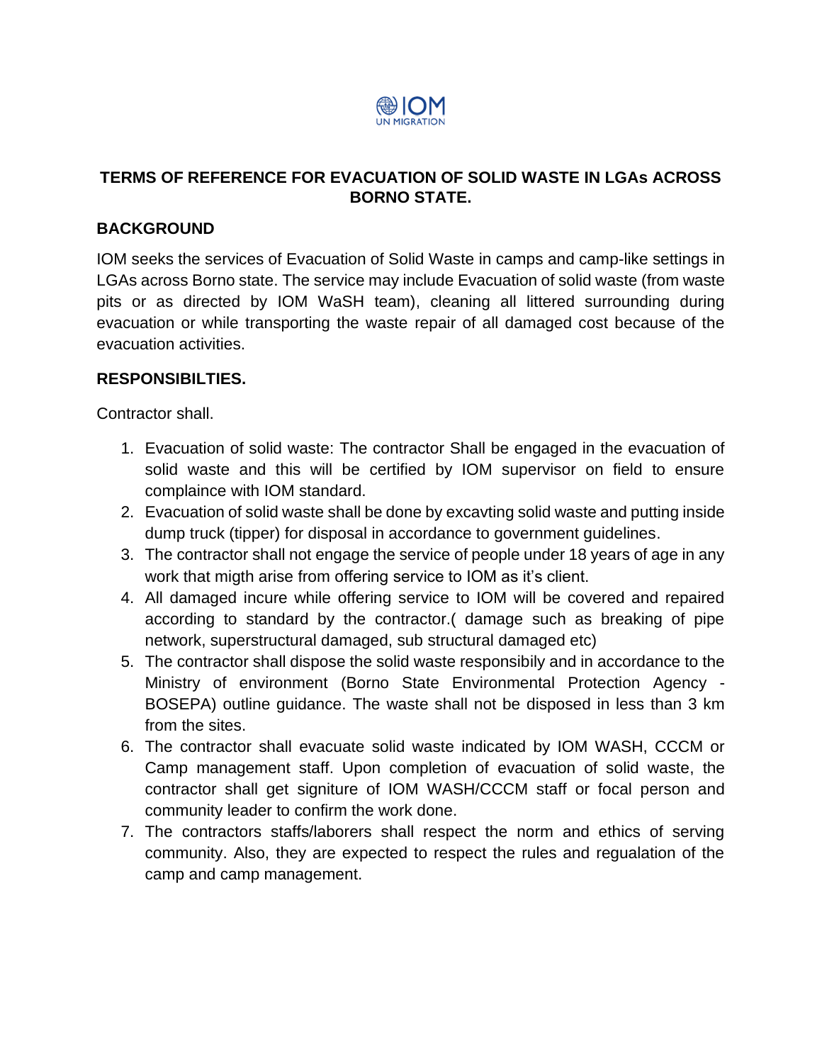IOM UN MIGRATION

## TERMS OF REFERENCE FOR EVACUATION OF SOLID WASTE IN LGAs ACROSS BORNO STATE.

### BACKGROUND

IOM seeks the services of Evacuation of Solid Waste in camps and camp-like settings in LGAs across Borno state. The service may include Evacuation of solid waste (from waste pits or as directed by IOM WaSH team), cleaning all littered surrounding during evacuation or while transporting the waste repair of all damaged cost because of the evacuation activities.

### RESPONSIBILTIES.

Contractor shall.

1. Evacuation of solid waste: The contractor Shall be engaged in the evacuation of solid waste and this will be certified by IOM supervisor on field to ensure complaince with IOM standard.
2. Evacuation of solid waste shall be done by excavting solid waste and putting inside dump truck (tipper) for disposal in accordance to government guidelines.
3. The contractor shall not engage the service of people under 18 years of age in any work that migth arise from offering service to IOM as it's client.
4. All damaged incure while offering service to IOM will be covered and repaired according to standard by the contractor.( damage such as breaking of pipe network, superstructural damaged, sub structural damaged etc)
5. The contractor shall dispose the solid waste responsibily and in accordance to the Ministry of environment (Borno State Environmental Protection Agency - BOSEPA) outline guidance. The waste shall not be disposed in less than 3 km from the sites.
6. The contractor shall evacuate solid waste indicated by IOM WASH, CCCM or Camp management staff. Upon completion of evacuation of solid waste, the contractor shall get signiture of IOM WASH/CCCM staff or focal person and community leader to confirm the work done.
7. The contractors staffs/laborers shall respect the norm and ethics of serving community. Also, they are expected to respect the rules and regualation of the camp and camp management.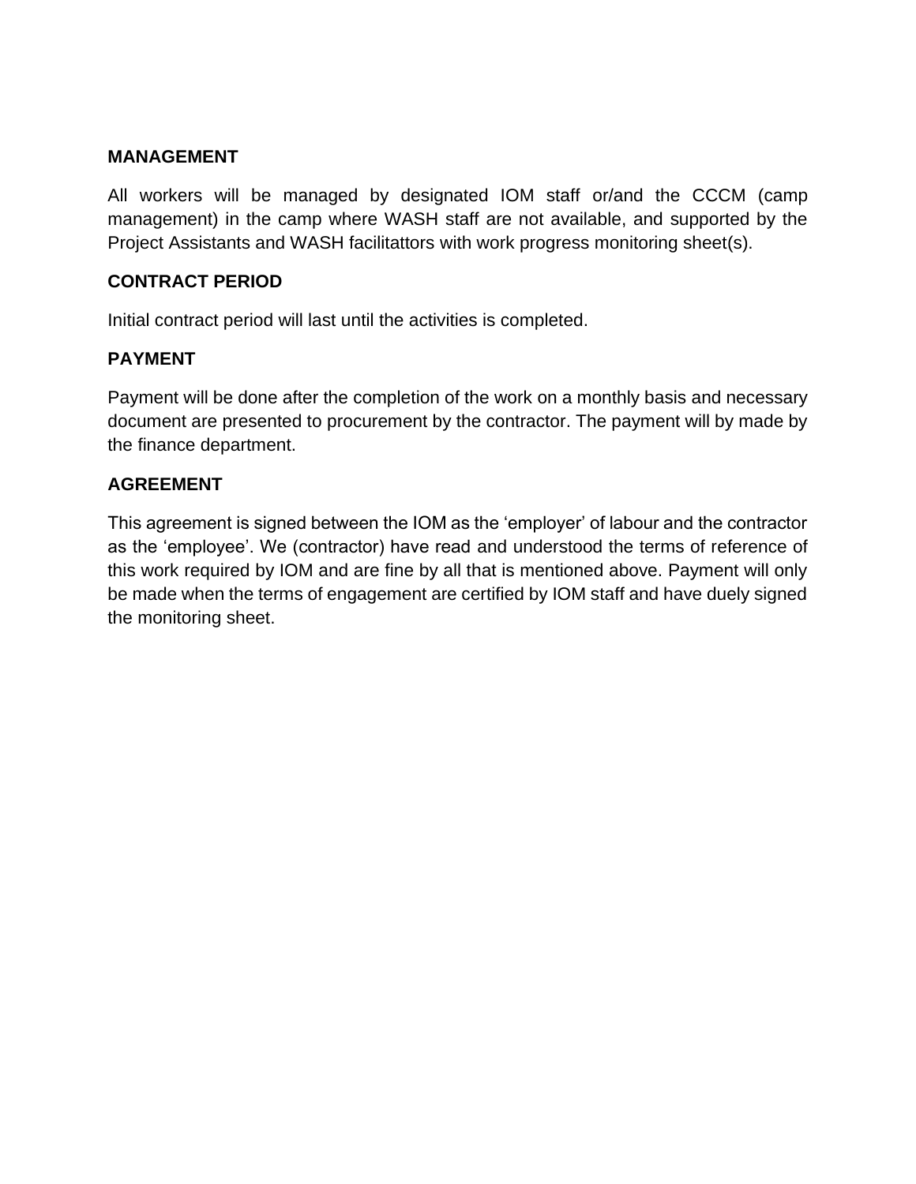## MANAGEMENT

All workers will be managed by designated IOM staff or/and the CCCM (camp management) in the camp where WASH staff are not available, and supported by the Project Assistants and WASH facilitattors with work progress monitoring sheet(s).

## CONTRACT PERIOD

Initial contract period will last until the activities is completed.

## PAYMENT

Payment will be done after the completion of the work on a monthly basis and necessary document are presented to procurement by the contractor. The payment will by made by the finance department.

## AGREEMENT

This agreement is signed between the IOM as the 'employer' of labour and the contractor as the 'employee'. We (contractor) have read and understood the terms of reference of this work required by IOM and are fine by all that is mentioned above. Payment will only be made when the terms of engagement are certified by IOM staff and have duely signed the monitoring sheet.